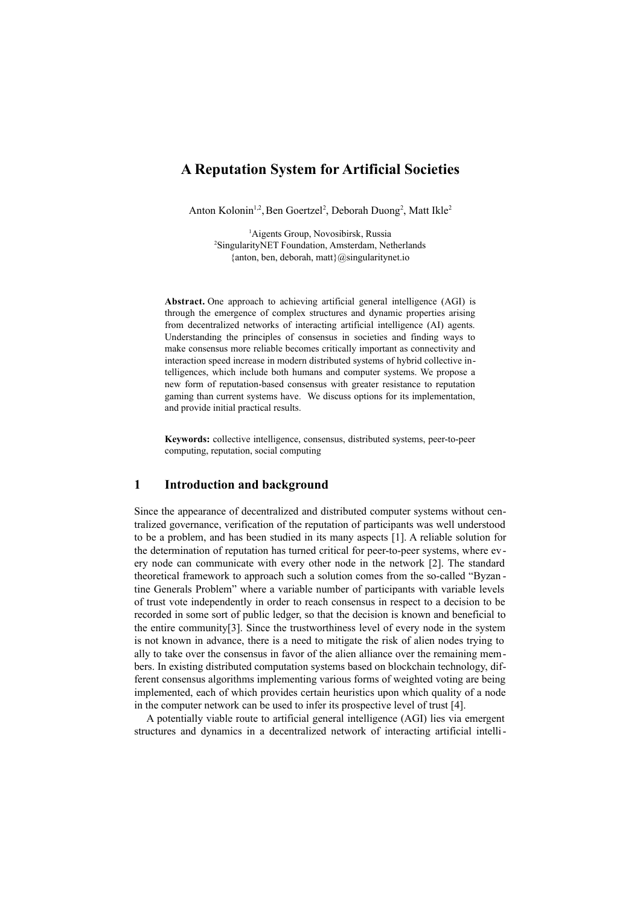# A Reputation System for Artificial Societies

Anton Kolonin[1,2], Ben Goertzel[2], Deborah Duong[2], Matt Ikle[2]

[1]Aigents Group, Novosibirsk, Russia
[2]SingularityNET Foundation, Amsterdam, Netherlands
{anton, ben, deborah, matt}@singularitynet.io

**Abstract.** One approach to achieving artificial general intelligence (AGI) is through the emergence of complex structures and dynamic properties arising from decentralized networks of interacting artificial intelligence (AI) agents. Understanding the principles of consensus in societies and finding ways to make consensus more reliable becomes critically important as connectivity and interaction speed increase in modern distributed systems of hybrid collective intelligences, which include both humans and computer systems. We propose a new form of reputation-based consensus with greater resistance to reputation gaming than current systems have. We discuss options for its implementation, and provide initial practical results.

**Keywords:** collective intelligence, consensus, distributed systems, peer-to-peer computing, reputation, social computing

## 1 Introduction and background

Since the appearance of decentralized and distributed computer systems without centralized governance, verification of the reputation of participants was well understood to be a problem, and has been studied in its many aspects [1]. A reliable solution for the determination of reputation has turned critical for peer-to-peer systems, where every node can communicate with every other node in the network [2]. The standard theoretical framework to approach such a solution comes from the so-called "Byzantine Generals Problem" where a variable number of participants with variable levels of trust vote independently in order to reach consensus in respect to a decision to be recorded in some sort of public ledger, so that the decision is known and beneficial to the entire community[3]. Since the trustworthiness level of every node in the system is not known in advance, there is a need to mitigate the risk of alien nodes trying to ally to take over the consensus in favor of the alien alliance over the remaining members. In existing distributed computation systems based on blockchain technology, different consensus algorithms implementing various forms of weighted voting are being implemented, each of which provides certain heuristics upon which quality of a node in the computer network can be used to infer its prospective level of trust [4].

A potentially viable route to artificial general intelligence (AGI) lies via emergent structures and dynamics in a decentralized network of interacting artificial intelli-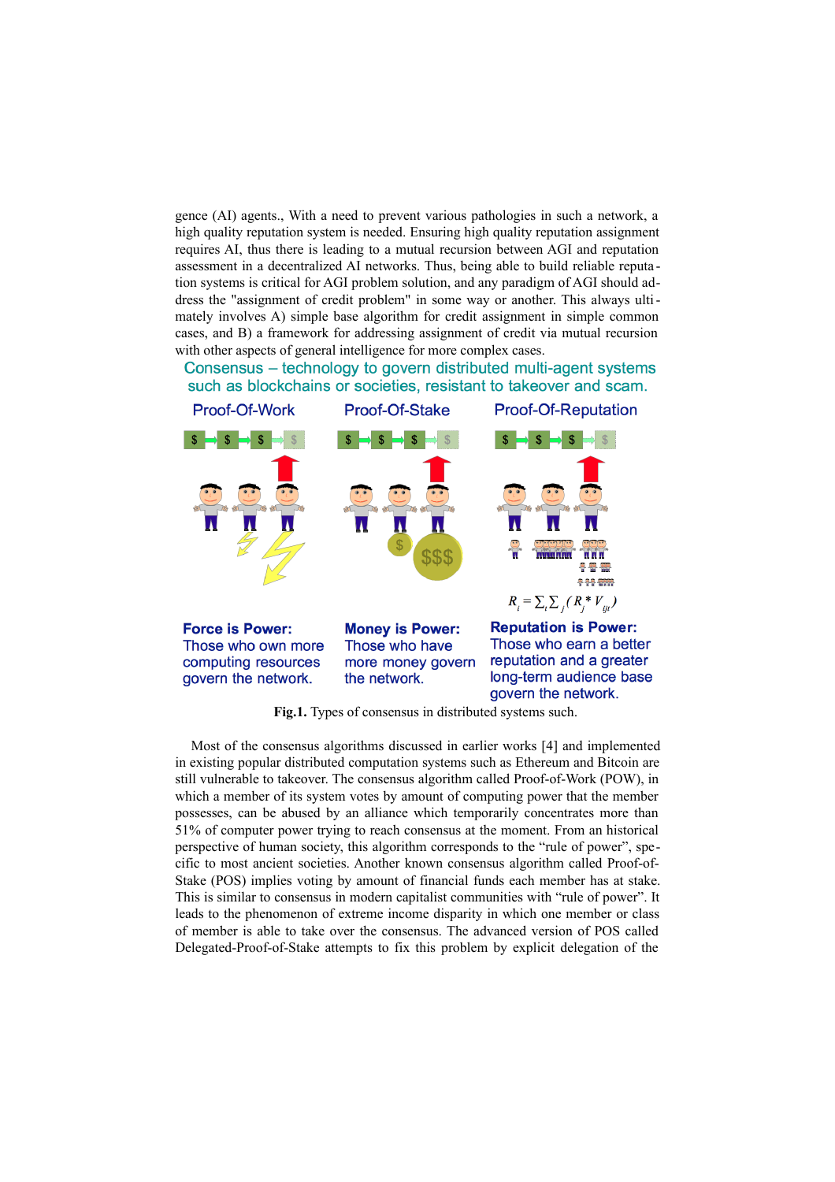gence (AI) agents., With a need to prevent various pathologies in such a network, a high quality reputation system is needed. Ensuring high quality reputation assignment requires AI, thus there is leading to a mutual recursion between AGI and reputation assessment in a decentralized AI networks. Thus, being able to build reliable reputation systems is critical for AGI problem solution, and any paradigm of AGI should address the "assignment of credit problem" in some way or another. This always ultimately involves A) simple base algorithm for credit assignment in simple common cases, and B) a framework for addressing assignment of credit via mutual recursion with other aspects of general intelligence for more complex cases.

Consensus – technology to govern distributed multi-agent systems such as blockchains or societies, resistant to takeover and scam.

| Proof-Of-Work | Proof-Of-Stake | Proof-Of-Reputation |
| --- | --- | --- |
| **Force is Power:** Those who own more computing resources govern the network. | **Money is Power:** Those who have more money govern the network. | **Reputation is Power:** Those who earn a better reputation and a greater long-term audience base govern the network. |

$$R_i = \sum_i \sum_j (R_j * V_{ijt})$$

**Fig.1.** Types of consensus in distributed systems such.

Most of the consensus algorithms discussed in earlier works [4] and implemented in existing popular distributed computation systems such as Ethereum and Bitcoin are still vulnerable to takeover. The consensus algorithm called Proof-of-Work (POW), in which a member of its system votes by amount of computing power that the member possesses, can be abused by an alliance which temporarily concentrates more than 51% of computer power trying to reach consensus at the moment. From an historical perspective of human society, this algorithm corresponds to the "rule of power", specific to most ancient societies. Another known consensus algorithm called Proof-of-Stake (POS) implies voting by amount of financial funds each member has at stake. This is similar to consensus in modern capitalist communities with "rule of power". It leads to the phenomenon of extreme income disparity in which one member or class of member is able to take over the consensus. The advanced version of POS called Delegated-Proof-of-Stake attempts to fix this problem by explicit delegation of the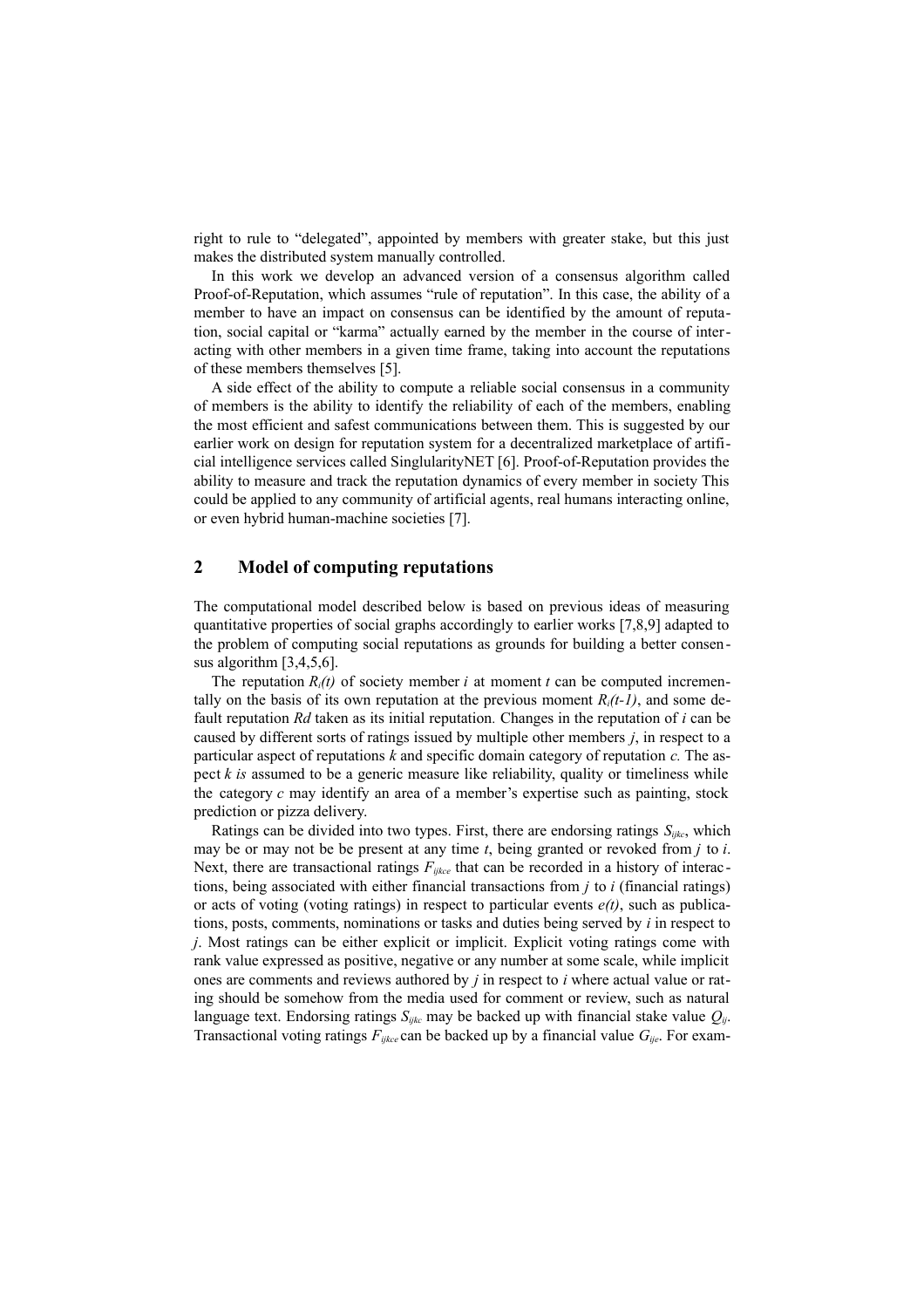right to rule to "delegated", appointed by members with greater stake, but this just makes the distributed system manually controlled.

In this work we develop an advanced version of a consensus algorithm called Proof-of-Reputation, which assumes "rule of reputation". In this case, the ability of a member to have an impact on consensus can be identified by the amount of reputation, social capital or "karma" actually earned by the member in the course of interacting with other members in a given time frame, taking into account the reputations of these members themselves [5].

A side effect of the ability to compute a reliable social consensus in a community of members is the ability to identify the reliability of each of the members, enabling the most efficient and safest communications between them. This is suggested by our earlier work on design for reputation system for a decentralized marketplace of artificial intelligence services called SinglularityNET [6]. Proof-of-Reputation provides the ability to measure and track the reputation dynamics of every member in society This could be applied to any community of artificial agents, real humans interacting online, or even hybrid human-machine societies [7].

## 2 Model of computing reputations

The computational model described below is based on previous ideas of measuring quantitative properties of social graphs accordingly to earlier works [7,8,9] adapted to the problem of computing social reputations as grounds for building a better consensus algorithm [3,4,5,6].

The reputation $R_i(t)$ of society member $i$ at moment $t$ can be computed incrementally on the basis of its own reputation at the previous moment $R_i(t-1)$, and some default reputation $Rd$ taken as its initial reputation. Changes in the reputation of $i$ can be caused by different sorts of ratings issued by multiple other members $j$, in respect to a particular aspect of reputations $k$ and specific domain category of reputation $c$. The aspect $k$ *is* assumed to be a generic measure like reliability, quality or timeliness while the category $c$ may identify an area of a member's expertise such as painting, stock prediction or pizza delivery.

Ratings can be divided into two types. First, there are endorsing ratings $S_{ijkc}$, which may be or may not be be present at any time $t$, being granted or revoked from $j$ to $i$. Next, there are transactional ratings $F_{ijkce}$ that can be recorded in a history of interactions, being associated with either financial transactions from $j$ to $i$ (financial ratings) or acts of voting (voting ratings) in respect to particular events $e(t)$, such as publications, posts, comments, nominations or tasks and duties being served by $i$ in respect to $j$. Most ratings can be either explicit or implicit. Explicit voting ratings come with rank value expressed as positive, negative or any number at some scale, while implicit ones are comments and reviews authored by $j$ in respect to $i$ where actual value or rating should be somehow from the media used for comment or review, such as natural language text. Endorsing ratings $S_{ijkc}$ may be backed up with financial stake value $Q_{ij}$. Transactional voting ratings $F_{ijkce}$ can be backed up by a financial value $G_{ije}$. For exam-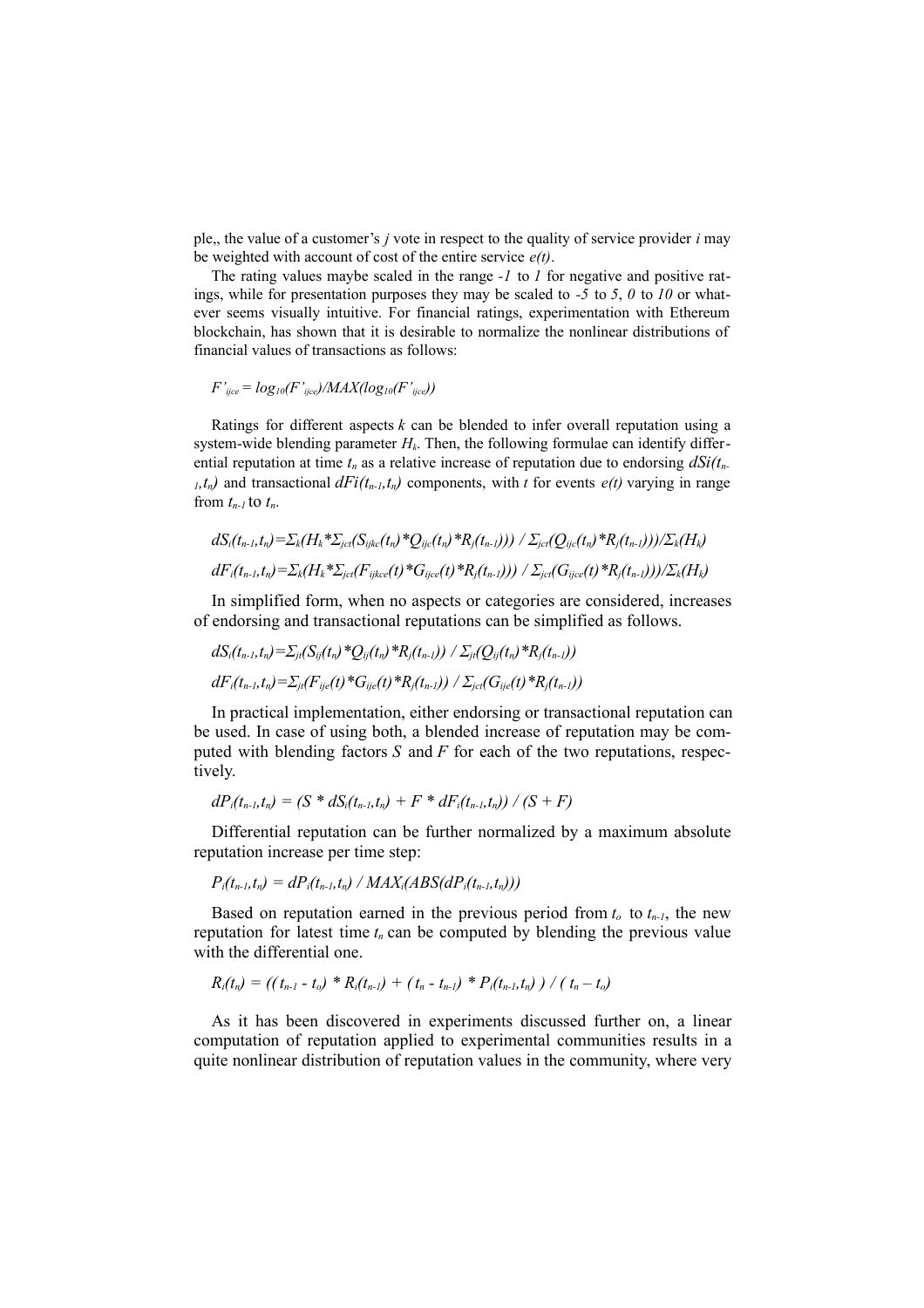ple,, the value of a customer's $j$ vote in respect to the quality of service provider $i$ may be weighted with account of cost of the entire service $e(t)$.

The rating values maybe scaled in the range $-1$ to $1$ for negative and positive ratings, while for presentation purposes they may be scaled to $-5$ to $5$, $0$ to $10$ or whatever seems visually intuitive. For financial ratings, experimentation with Ethereum blockchain, has shown that it is desirable to normalize the nonlinear distributions of financial values of transactions as follows:

$$F'_{ijce} = log_{10}(F'_{ijce})/MAX(log_{10}(F'_{ijce}))$$

Ratings for different aspects $k$ can be blended to infer overall reputation using a system-wide blending parameter $H_k$. Then, the following formulae can identify differential reputation at time $t_n$ as a relative increase of reputation due to endorsing $dSi(t_{n-1},t_n)$ and transactional $dFi(t_{n-1},t_n)$ components, with $t$ for events $e(t)$ varying in range from $t_{n-1}$ to $t_n$.

$$dS_i(t_{n-1},t_n)=\Sigma_k(H_k*\Sigma_{jct}(S_{ijkc}(t_n)*Q_{ijc}(t_n)*R_j(t_{n-1}))) / \Sigma_{jct}(Q_{ijc}(t_n)*R_j(t_{n-1})))/\Sigma_k(H_k)$$

$$dF_i(t_{n-1},t_n)=\Sigma_k(H_k*\Sigma_{jct}(F_{ijkce}(t)*G_{ijce}(t)*R_j(t_{n-1}))) / \Sigma_{jct}(G_{ijce}(t)*R_j(t_{n-1})))/\Sigma_k(H_k)$$

In simplified form, when no aspects or categories are considered, increases of endorsing and transactional reputations can be simplified as follows.

$$dS_i(t_{n-1},t_n)=\Sigma_{jt}(S_{ij}(t_n)*Q_{ij}(t_n)*R_j(t_{n-1})) / \Sigma_{jt}(Q_{ij}(t_n)*R_j(t_{n-1}))$$

$$dF_i(t_{n-1},t_n)=\Sigma_{jt}(F_{ije}(t)*G_{ije}(t)*R_j(t_{n-1})) / \Sigma_{jct}(G_{ije}(t)*R_j(t_{n-1}))$$

In practical implementation, either endorsing or transactional reputation can be used. In case of using both, a blended increase of reputation may be computed with blending factors $S$ and $F$ for each of the two reputations, respectively.

$$dP_i(t_{n-1},t_n) = (S * dS_i(t_{n-1},t_n) + F * dF_i(t_{n-1},t_n)) / (S + F)$$

Differential reputation can be further normalized by a maximum absolute reputation increase per time step:

$$P_i(t_{n-1},t_n) = dP_i(t_{n-1},t_n) / MAX_i(ABS(dP_i(t_{n-1},t_n)))$$

Based on reputation earned in the previous period from $t_o$ to $t_{n-1}$, the new reputation for latest time $t_n$ can be computed by blending the previous value with the differential one.

$$R_i(t_n) = (( t_{n-1} - t_o) * R_i(t_{n-1}) + ( t_n - t_{n-1}) * P_i(t_{n-1},t_n) ) / ( t_n – t_o)$$

As it has been discovered in experiments discussed further on, a linear computation of reputation applied to experimental communities results in a quite nonlinear distribution of reputation values in the community, where very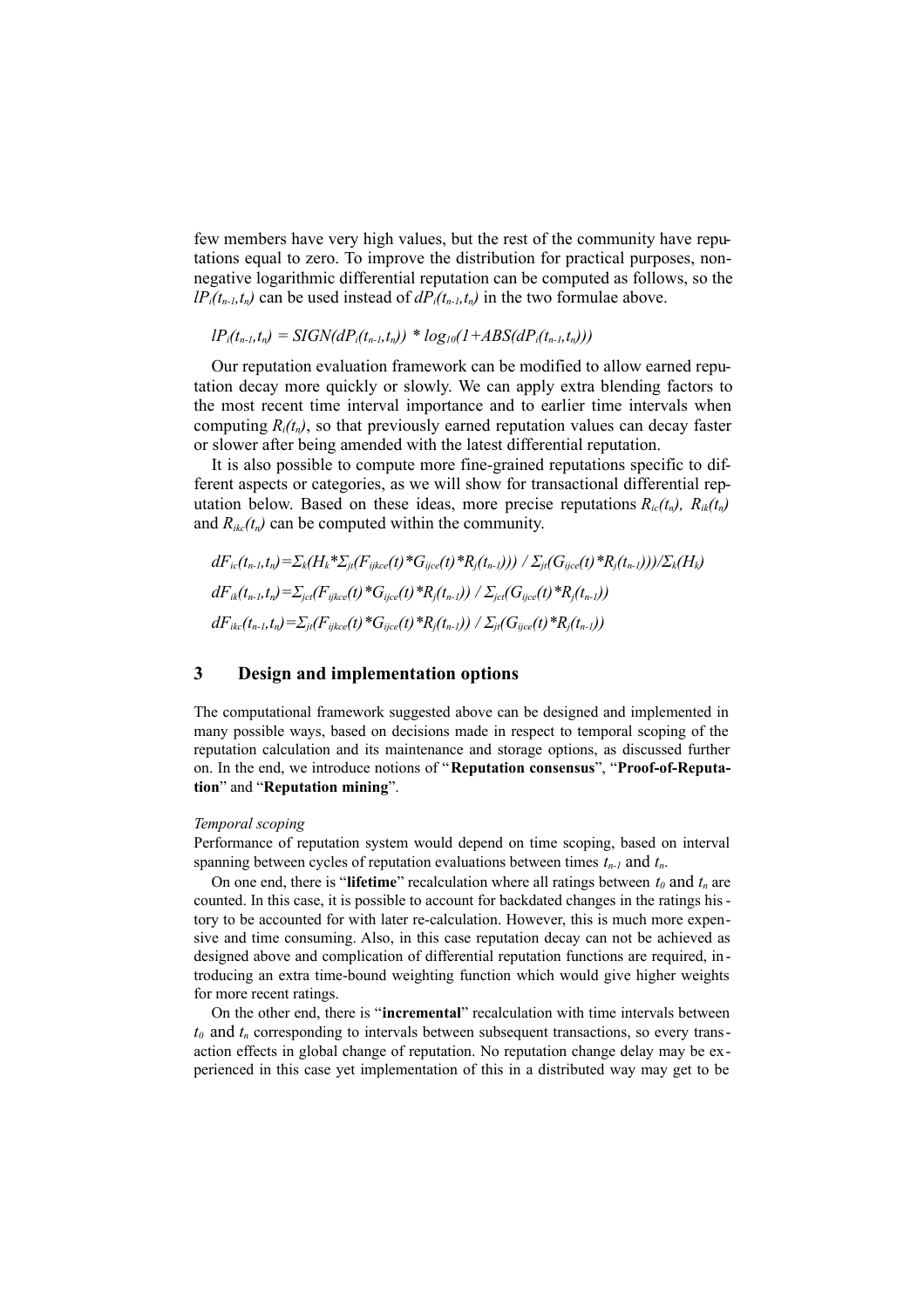few members have very high values, but the rest of the community have reputations equal to zero. To improve the distribution for practical purposes, non-negative logarithmic differential reputation can be computed as follows, so the $lP_i(t_{n-1},t_n)$ can be used instead of $dP_i(t_{n-1},t_n)$ in the two formulae above.

$$lP_i(t_{n-1},t_n) = SIGN(dP_i(t_{n-1},t_n)) * log_{10}(1+ABS(dP_i(t_{n-1},t_n)))$$

Our reputation evaluation framework can be modified to allow earned reputation decay more quickly or slowly. We can apply extra blending factors to the most recent time interval importance and to earlier time intervals when computing $R_i(t_n)$, so that previously earned reputation values can decay faster or slower after being amended with the latest differential reputation.

It is also possible to compute more fine-grained reputations specific to different aspects or categories, as we will show for transactional differential reputation below. Based on these ideas, more precise reputations $R_{ic}(t_n)$, $R_{ik}(t_n)$ and $R_{ikc}(t_n)$ can be computed within the community.

$$dF_{ic}(t_{n-1},t_n)=\Sigma_k(H_k*\Sigma_{jt}(F_{ijkce}(t)*G_{ijce}(t)*R_j(t_{n-1}))) / \Sigma_{jt}(G_{ijce}(t)*R_j(t_{n-1})))/\Sigma_k(H_k)$$

$$dF_{ik}(t_{n-1},t_n)=\Sigma_{jct}(F_{ijkce}(t)*G_{ijce}(t)*R_j(t_{n-1})) / \Sigma_{jct}(G_{ijce}(t)*R_j(t_{n-1}))$$

$$dF_{ikc}(t_{n-1},t_n)=\Sigma_{jt}(F_{ijkce}(t)*G_{ijce}(t)*R_j(t_{n-1})) / \Sigma_{jt}(G_{ijce}(t)*R_j(t_{n-1}))$$

## 3 Design and implementation options

The computational framework suggested above can be designed and implemented in many possible ways, based on decisions made in respect to temporal scoping of the reputation calculation and its maintenance and storage options, as discussed further on. In the end, we introduce notions of "**Reputation consensus**", "**Proof-of-Reputation**" and "**Reputation mining**".

*Temporal scoping*

Performance of reputation system would depend on time scoping, based on interval spanning between cycles of reputation evaluations between times $t_{n-1}$ and $t_n$.

On one end, there is "**lifetime**" recalculation where all ratings between $t_0$ and $t_n$ are counted. In this case, it is possible to account for backdated changes in the ratings history to be accounted for with later re-calculation. However, this is much more expensive and time consuming. Also, in this case reputation decay can not be achieved as designed above and complication of differential reputation functions are required, introducing an extra time-bound weighting function which would give higher weights for more recent ratings.

On the other end, there is "**incremental**" recalculation with time intervals between $t_0$ and $t_n$ corresponding to intervals between subsequent transactions, so every transaction effects in global change of reputation. No reputation change delay may be experienced in this case yet implementation of this in a distributed way may get to be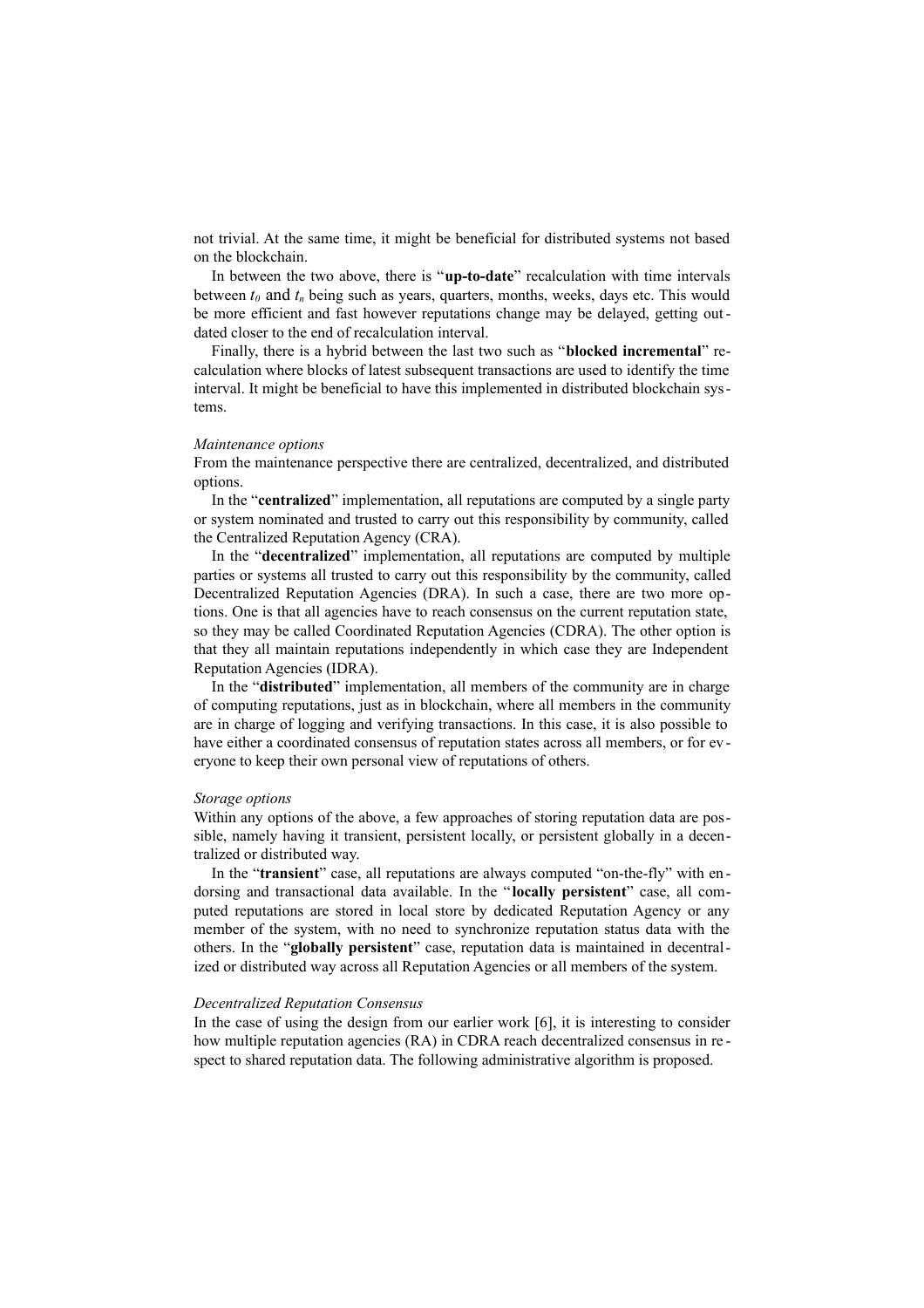not trivial. At the same time, it might be beneficial for distributed systems not based on the blockchain.

In between the two above, there is "**up-to-date**" recalculation with time intervals between $t_0$ and $t_n$ being such as years, quarters, months, weeks, days etc. This would be more efficient and fast however reputations change may be delayed, getting outdated closer to the end of recalculation interval.

Finally, there is a hybrid between the last two such as "**blocked incremental**" recalculation where blocks of latest subsequent transactions are used to identify the time interval. It might be beneficial to have this implemented in distributed blockchain systems.

*Maintenance options*

From the maintenance perspective there are centralized, decentralized, and distributed options.

In the "**centralized**" implementation, all reputations are computed by a single party or system nominated and trusted to carry out this responsibility by community, called the Centralized Reputation Agency (CRA).

In the "**decentralized**" implementation, all reputations are computed by multiple parties or systems all trusted to carry out this responsibility by the community, called Decentralized Reputation Agencies (DRA). In such a case, there are two more options. One is that all agencies have to reach consensus on the current reputation state, so they may be called Coordinated Reputation Agencies (CDRA). The other option is that they all maintain reputations independently in which case they are Independent Reputation Agencies (IDRA).

In the "**distributed**" implementation, all members of the community are in charge of computing reputations, just as in blockchain, where all members in the community are in charge of logging and verifying transactions. In this case, it is also possible to have either a coordinated consensus of reputation states across all members, or for everyone to keep their own personal view of reputations of others.

*Storage options*

Within any options of the above, a few approaches of storing reputation data are possible, namely having it transient, persistent locally, or persistent globally in a decentralized or distributed way.

In the "**transient**" case, all reputations are always computed "on-the-fly" with endorsing and transactional data available. In the "**locally persistent**" case, all computed reputations are stored in local store by dedicated Reputation Agency or any member of the system, with no need to synchronize reputation status data with the others. In the "**globally persistent**" case, reputation data is maintained in decentralized or distributed way across all Reputation Agencies or all members of the system.

*Decentralized Reputation Consensus*

In the case of using the design from our earlier work [6], it is interesting to consider how multiple reputation agencies (RA) in CDRA reach decentralized consensus in respect to shared reputation data. The following administrative algorithm is proposed.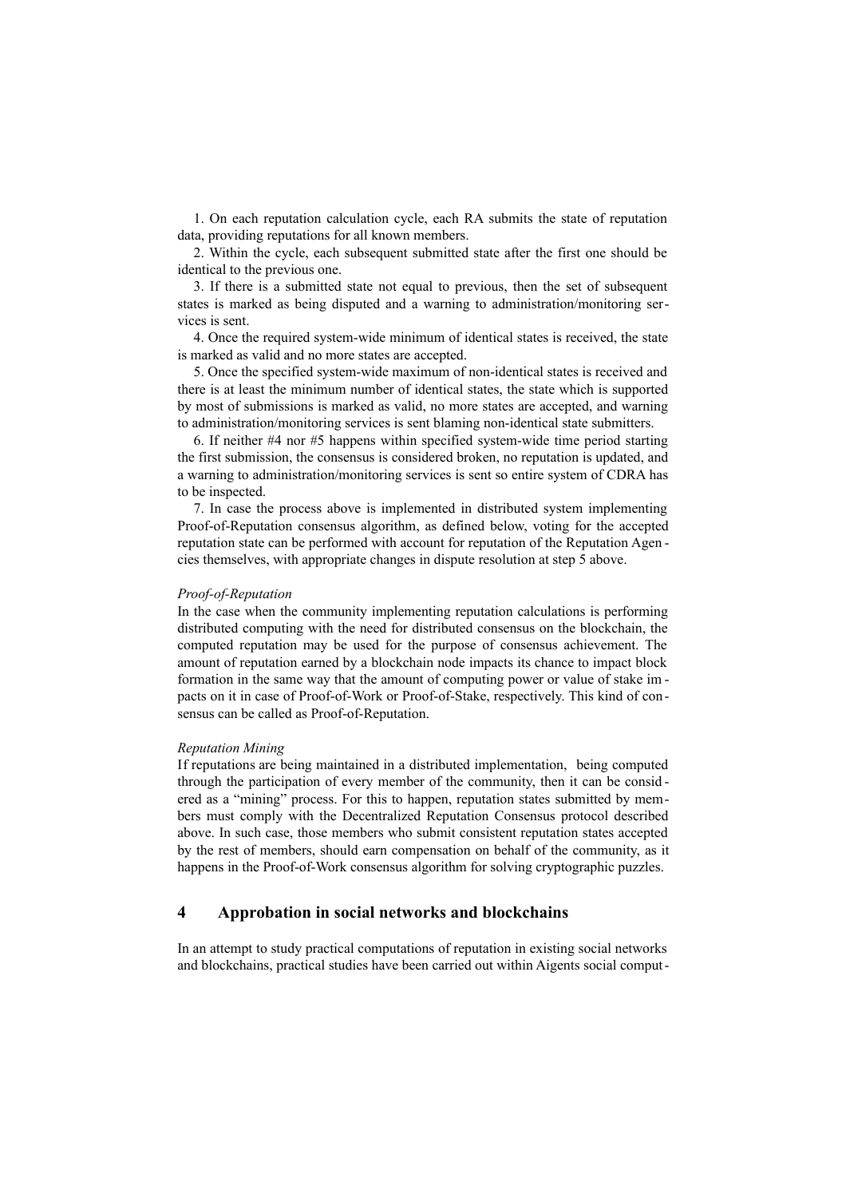1. On each reputation calculation cycle, each RA submits the state of reputation data, providing reputations for all known members.

2. Within the cycle, each subsequent submitted state after the first one should be identical to the previous one.

3. If there is a submitted state not equal to previous, then the set of subsequent states is marked as being disputed and a warning to administration/monitoring services is sent.

4. Once the required system-wide minimum of identical states is received, the state is marked as valid and no more states are accepted.

5. Once the specified system-wide maximum of non-identical states is received and there is at least the minimum number of identical states, the state which is supported by most of submissions is marked as valid, no more states are accepted, and warning to administration/monitoring services is sent blaming non-identical state submitters.

6. If neither #4 nor #5 happens within specified system-wide time period starting the first submission, the consensus is considered broken, no reputation is updated, and a warning to administration/monitoring services is sent so entire system of CDRA has to be inspected.

7. In case the process above is implemented in distributed system implementing Proof-of-Reputation consensus algorithm, as defined below, voting for the accepted reputation state can be performed with account for reputation of the Reputation Agencies themselves, with appropriate changes in dispute resolution at step 5 above.

*Proof-of-Reputation*

In the case when the community implementing reputation calculations is performing distributed computing with the need for distributed consensus on the blockchain, the computed reputation may be used for the purpose of consensus achievement. The amount of reputation earned by a blockchain node impacts its chance to impact block formation in the same way that the amount of computing power or value of stake impacts on it in case of Proof-of-Work or Proof-of-Stake, respectively. This kind of consensus can be called as Proof-of-Reputation.

*Reputation Mining*

If reputations are being maintained in a distributed implementation, being computed through the participation of every member of the community, then it can be considered as a "mining" process. For this to happen, reputation states submitted by members must comply with the Decentralized Reputation Consensus protocol described above. In such case, those members who submit consistent reputation states accepted by the rest of members, should earn compensation on behalf of the community, as it happens in the Proof-of-Work consensus algorithm for solving cryptographic puzzles.

## 4 Approbation in social networks and blockchains

In an attempt to study practical computations of reputation in existing social networks and blockchains, practical studies have been carried out within Aigents social comput-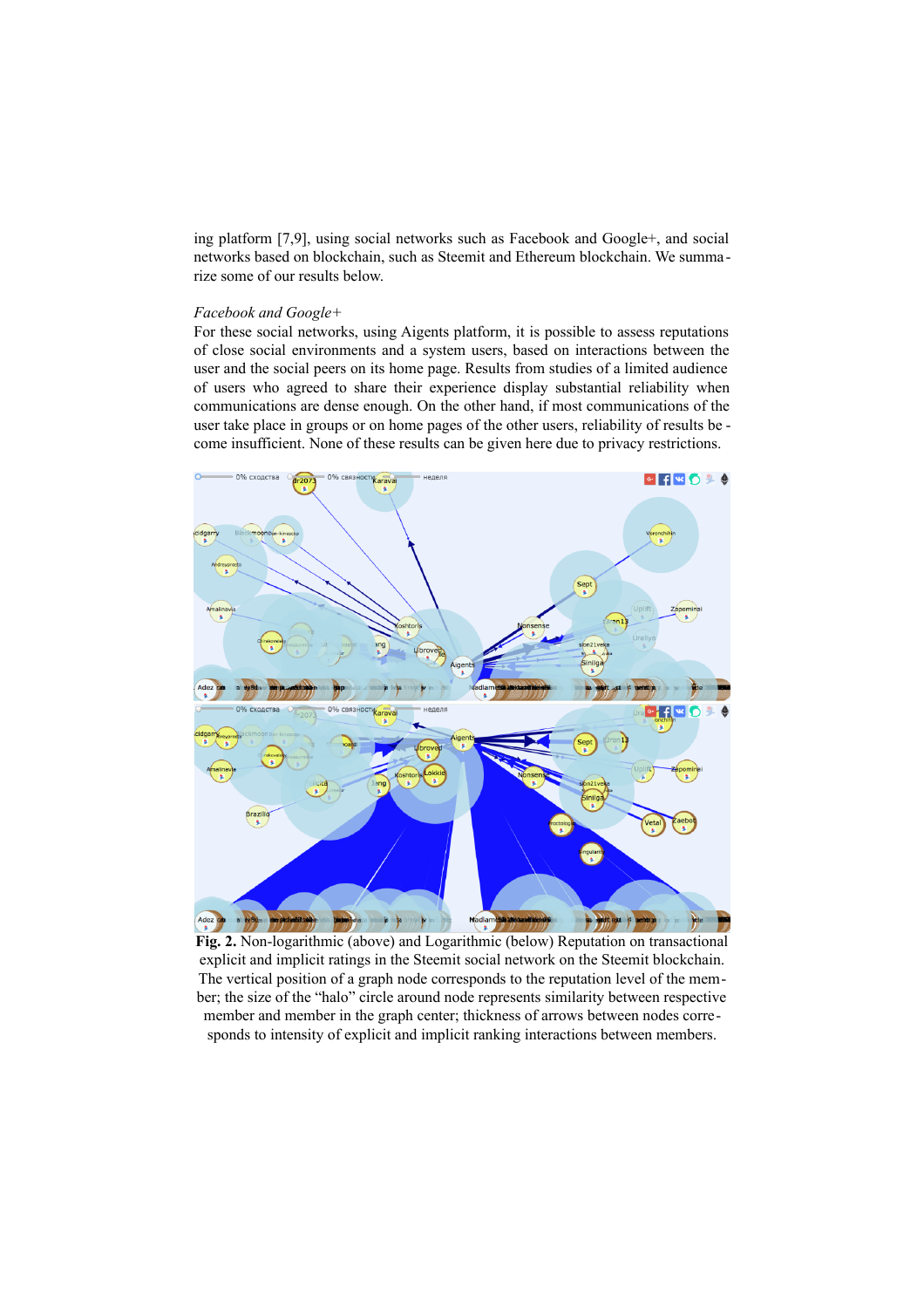ing platform [7,9], using social networks such as Facebook and Google+, and social networks based on blockchain, such as Steemit and Ethereum blockchain. We summarize some of our results below.

*Facebook and Google+*

For these social networks, using Aigents platform, it is possible to assess reputations of close social environments and a system users, based on interactions between the user and the social peers on its home page. Results from studies of a limited audience of users who agreed to share their experience display substantial reliability when communications are dense enough. On the other hand, if most communications of the user take place in groups or on home pages of the other users, reliability of results become insufficient. None of these results can be given here due to privacy restrictions.

**Fig. 2.** Non-logarithmic (above) and Logarithmic (below) Reputation on transactional explicit and implicit ratings in the Steemit social network on the Steemit blockchain. The vertical position of a graph node corresponds to the reputation level of the member; the size of the "halo" circle around node represents similarity between respective member and member in the graph center; thickness of arrows between nodes corresponds to intensity of explicit and implicit ranking interactions between members.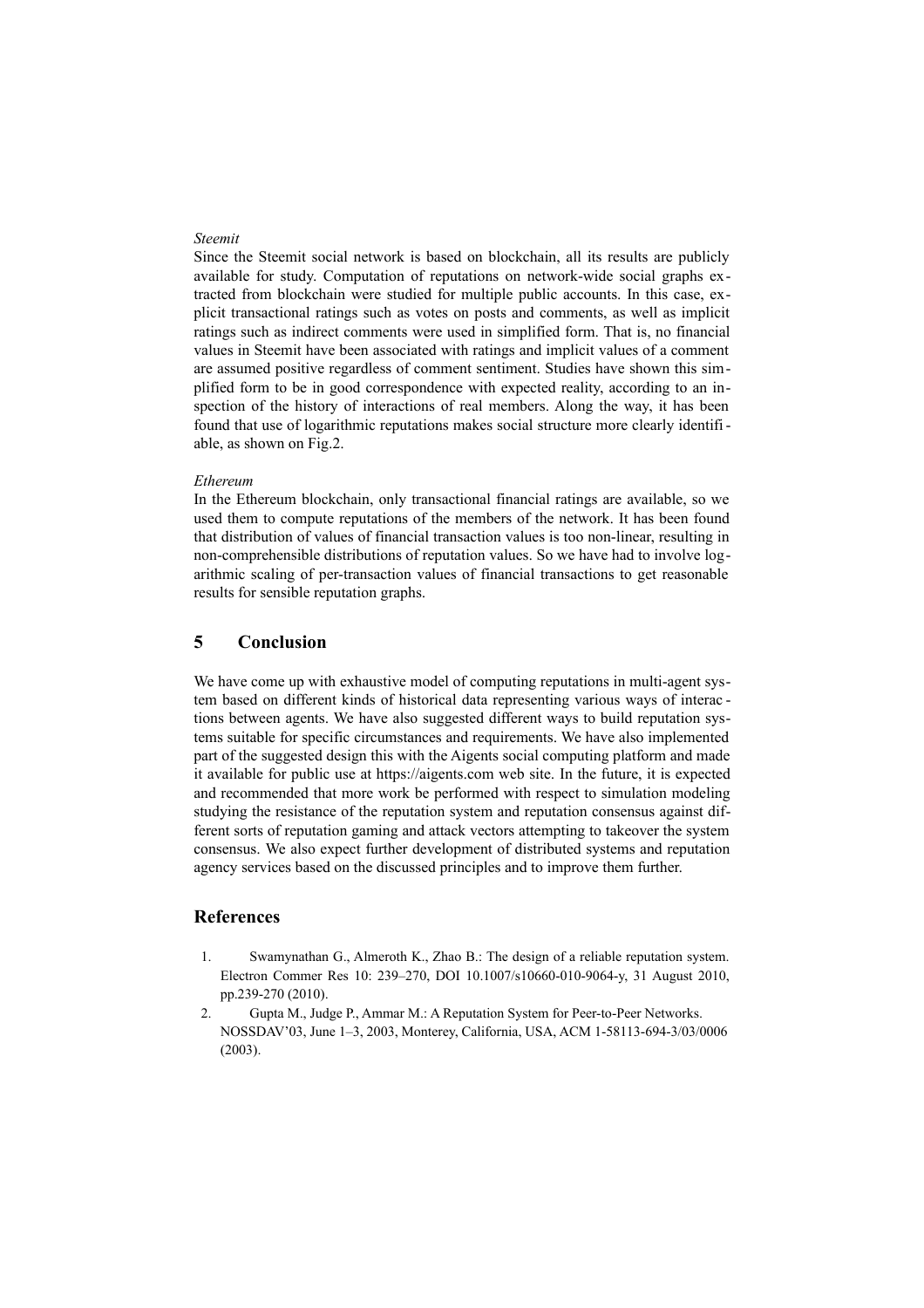*Steemit*

Since the Steemit social network is based on blockchain, all its results are publicly available for study. Computation of reputations on network-wide social graphs extracted from blockchain were studied for multiple public accounts. In this case, explicit transactional ratings such as votes on posts and comments, as well as implicit ratings such as indirect comments were used in simplified form. That is, no financial values in Steemit have been associated with ratings and implicit values of a comment are assumed positive regardless of comment sentiment. Studies have shown this simplified form to be in good correspondence with expected reality, according to an inspection of the history of interactions of real members. Along the way, it has been found that use of logarithmic reputations makes social structure more clearly identifiable, as shown on Fig.2.

*Ethereum*

In the Ethereum blockchain, only transactional financial ratings are available, so we used them to compute reputations of the members of the network. It has been found that distribution of values of financial transaction values is too non-linear, resulting in non-comprehensible distributions of reputation values. So we have had to involve logarithmic scaling of per-transaction values of financial transactions to get reasonable results for sensible reputation graphs.

## 5 Conclusion

We have come up with exhaustive model of computing reputations in multi-agent system based on different kinds of historical data representing various ways of interactions between agents. We have also suggested different ways to build reputation systems suitable for specific circumstances and requirements. We have also implemented part of the suggested design this with the Aigents social computing platform and made it available for public use at https://aigents.com web site. In the future, it is expected and recommended that more work be performed with respect to simulation modeling studying the resistance of the reputation system and reputation consensus against different sorts of reputation gaming and attack vectors attempting to takeover the system consensus. We also expect further development of distributed systems and reputation agency services based on the discussed principles and to improve them further.

## References

1. Swamynathan G., Almeroth K., Zhao B.: The design of a reliable reputation system. Electron Commer Res 10: 239–270, DOI 10.1007/s10660-010-9064-y, 31 August 2010, pp.239-270 (2010).
2. Gupta M., Judge P., Ammar M.: A Reputation System for Peer-to-Peer Networks. NOSSDAV'03, June 1–3, 2003, Monterey, California, USA, ACM 1-58113-694-3/03/0006 (2003).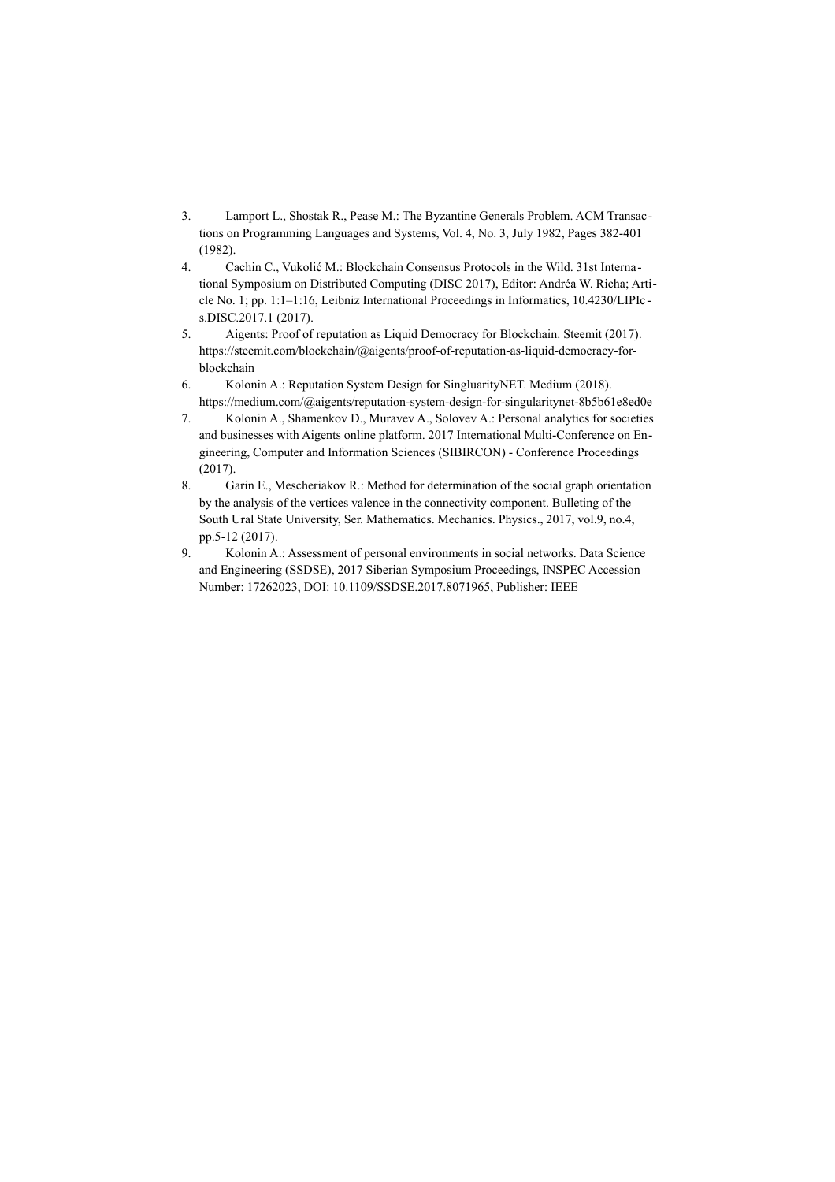3. Lamport L., Shostak R., Pease M.: The Byzantine Generals Problem. ACM Transactions on Programming Languages and Systems, Vol. 4, No. 3, July 1982, Pages 382-401 (1982).
4. Cachin C., Vukolić M.: Blockchain Consensus Protocols in the Wild. 31st International Symposium on Distributed Computing (DISC 2017), Editor: Andréa W. Richa; Article No. 1; pp. 1:1–1:16, Leibniz International Proceedings in Informatics, 10.4230/LIPIcs.DISC.2017.1 (2017).
5. Aigents: Proof of reputation as Liquid Democracy for Blockchain. Steemit (2017). https://steemit.com/blockchain/@aigents/proof-of-reputation-as-liquid-democracy-for-blockchain
6. Kolonin A.: Reputation System Design for SinglarityNET. Medium (2018). https://medium.com/@aigents/reputation-system-design-for-singularitynet-8b5b61e8ed0e
7. Kolonin A., Shamenkov D., Muravev A., Solovev A.: Personal analytics for societies and businesses with Aigents online platform. 2017 International Multi-Conference on Engineering, Computer and Information Sciences (SIBIRCON) - Conference Proceedings (2017).
8. Garin E., Mescheriakov R.: Method for determination of the social graph orientation by the analysis of the vertices valence in the connectivity component. Bulleting of the South Ural State University, Ser. Mathematics. Mechanics. Physics., 2017, vol.9, no.4, pp.5-12 (2017).
9. Kolonin A.: Assessment of personal environments in social networks. Data Science and Engineering (SSDSE), 2017 Siberian Symposium Proceedings, INSPEC Accession Number: 17262023, DOI: 10.1109/SSDSE.2017.8071965, Publisher: IEEE